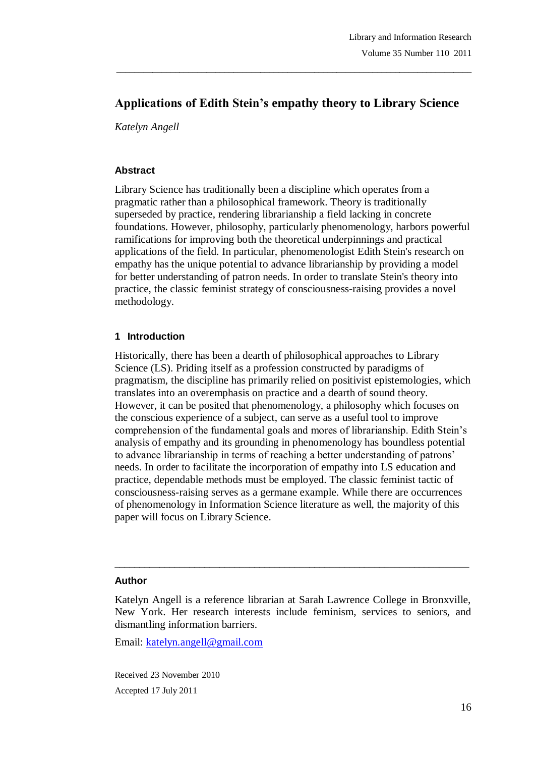# Applications of Edith Stein's empathy theory to Library Science

*Katelyn Angell*

### Abstract

Library Science has traditionally been a discipline which operates from a pragmatic rather than a philosophical framework. Theory is traditionally superseded by practice, rendering librarianship a field lacking in concrete foundations. However, philosophy, particularly phenomenology, harbors powerful ramifications for improving both the theoretical underpinnings and practical applications of the field. In particular, phenomenologist Edith Stein's research on empathy has the unique potential to advance librarianship by providing a model for better understanding of patron needs. In order to translate Stein's theory into practice, the classic feminist strategy of consciousness-raising provides a novel methodology.

## 1 Introduction

Historically, there has been a dearth of philosophical approaches to Library Science (LS). Priding itself as a profession constructed by paradigms of pragmatism, the discipline has primarily relied on positivist epistemologies, which translates into an overemphasis on practice and a dearth of sound theory. However, it can be posited that phenomenology, a philosophy which focuses on the conscious experience of a subject, can serve as a useful tool to improve comprehension of the fundamental goals and mores of librarianship. Edith Stein's analysis of empathy and its grounding in phenomenology has boundless potential to advance librarianship in terms of reaching a better understanding of patrons' needs. In order to facilitate the incorporation of empathy into LS education and practice, dependable methods must be employed. The classic feminist tactic of consciousness-raising serves as a germane example. While there are occurrences of phenomenology in Information Science literature as well, the majority of this paper will focus on Library Science.

---

### Author

Katelyn Angell is a reference librarian at Sarah Lawrence College in Bronxville, New York. Her research interests include feminism, services to seniors, and dismantling information barriers.

Email: katelyn.angell@gmail.com

Received 23 November 2010

Accepted 17 July 2011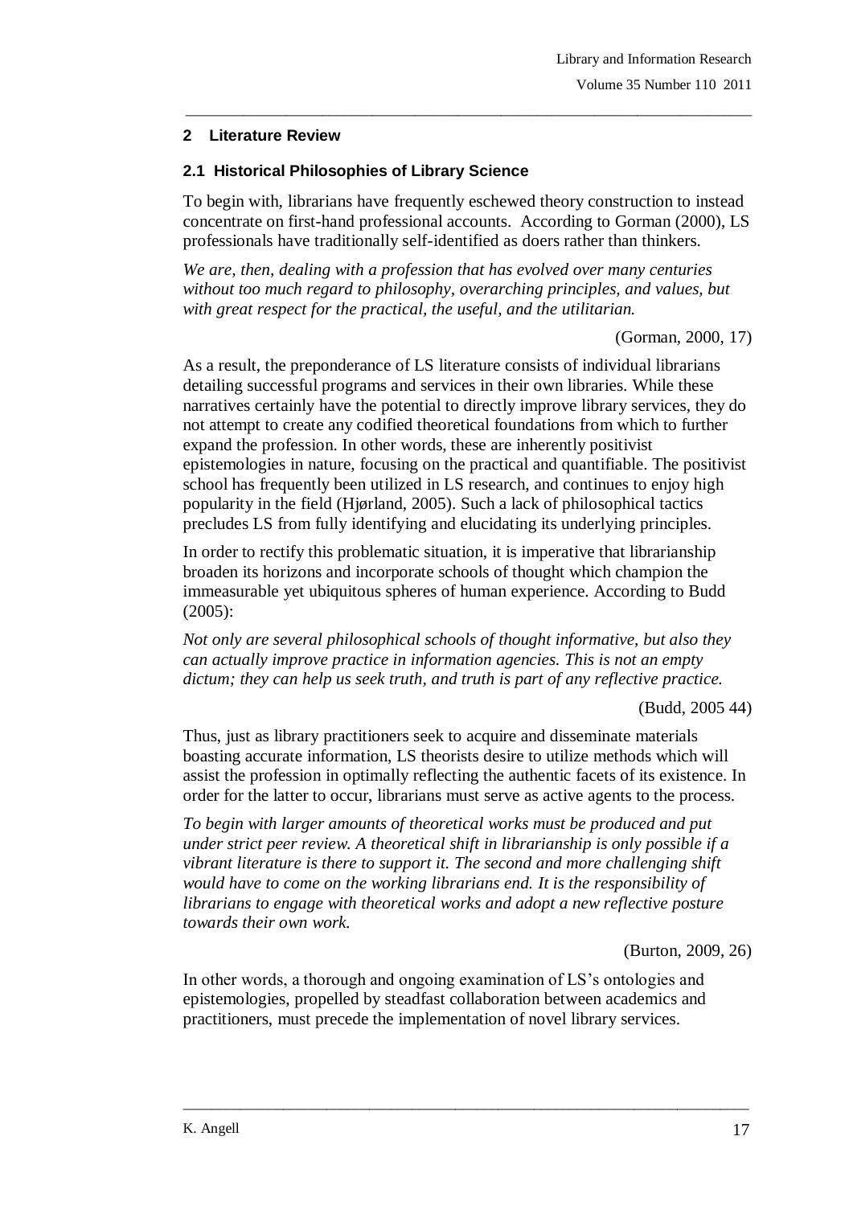## 2 Literature Review

### 2.1 Historical Philosophies of Library Science

To begin with, librarians have frequently eschewed theory construction to instead concentrate on first-hand professional accounts. According to Gorman (2000), LS professionals have traditionally self-identified as doers rather than thinkers.

*We are, then, dealing with a profession that has evolved over many centuries without too much regard to philosophy, overarching principles, and values, but with great respect for the practical, the useful, and the utilitarian.*

(Gorman, 2000, 17)

As a result, the preponderance of LS literature consists of individual librarians detailing successful programs and services in their own libraries. While these narratives certainly have the potential to directly improve library services, they do not attempt to create any codified theoretical foundations from which to further expand the profession. In other words, these are inherently positivist epistemologies in nature, focusing on the practical and quantifiable. The positivist school has frequently been utilized in LS research, and continues to enjoy high popularity in the field (Hjørland, 2005). Such a lack of philosophical tactics precludes LS from fully identifying and elucidating its underlying principles.

In order to rectify this problematic situation, it is imperative that librarianship broaden its horizons and incorporate schools of thought which champion the immeasurable yet ubiquitous spheres of human experience. According to Budd (2005):

*Not only are several philosophical schools of thought informative, but also they can actually improve practice in information agencies. This is not an empty dictum; they can help us seek truth, and truth is part of any reflective practice.*

(Budd, 2005 44)

Thus, just as library practitioners seek to acquire and disseminate materials boasting accurate information, LS theorists desire to utilize methods which will assist the profession in optimally reflecting the authentic facets of its existence. In order for the latter to occur, librarians must serve as active agents to the process.

*To begin with larger amounts of theoretical works must be produced and put under strict peer review. A theoretical shift in librarianship is only possible if a vibrant literature is there to support it. The second and more challenging shift would have to come on the working librarians end. It is the responsibility of librarians to engage with theoretical works and adopt a new reflective posture towards their own work.*

(Burton, 2009, 26)

In other words, a thorough and ongoing examination of LS's ontologies and epistemologies, propelled by steadfast collaboration between academics and practitioners, must precede the implementation of novel library services.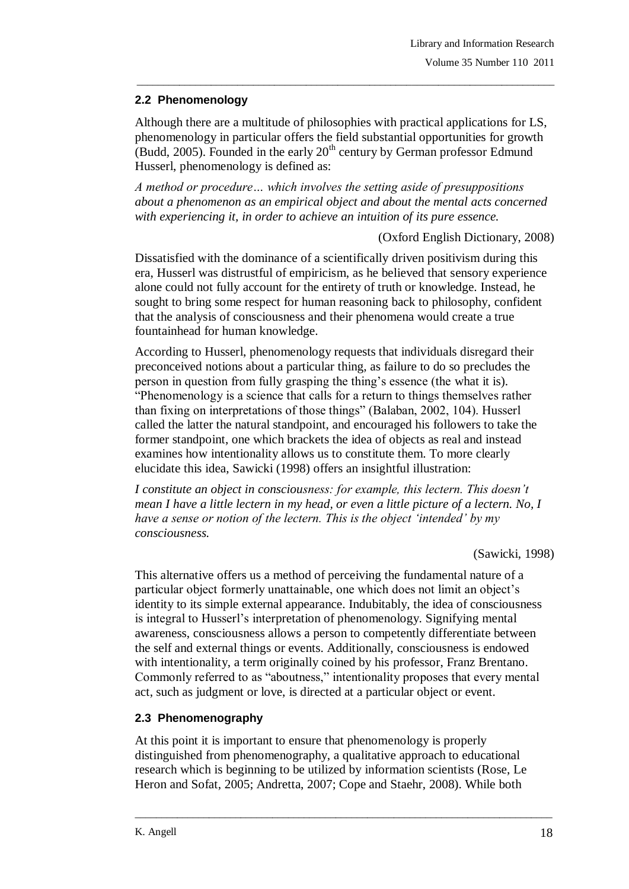## 2.2 Phenomenology

Although there are a multitude of philosophies with practical applications for LS, phenomenology in particular offers the field substantial opportunities for growth (Budd, 2005). Founded in the early 20th century by German professor Edmund Husserl, phenomenology is defined as:

*A method or procedure… which involves the setting aside of presuppositions about a phenomenon as an empirical object and about the mental acts concerned with experiencing it, in order to achieve an intuition of its pure essence.*

(Oxford English Dictionary, 2008)

Dissatisfied with the dominance of a scientifically driven positivism during this era, Husserl was distrustful of empiricism, as he believed that sensory experience alone could not fully account for the entirety of truth or knowledge. Instead, he sought to bring some respect for human reasoning back to philosophy, confident that the analysis of consciousness and their phenomena would create a true fountainhead for human knowledge.

According to Husserl, phenomenology requests that individuals disregard their preconceived notions about a particular thing, as failure to do so precludes the person in question from fully grasping the thing's essence (the what it is). "Phenomenology is a science that calls for a return to things themselves rather than fixing on interpretations of those things" (Balaban, 2002, 104). Husserl called the latter the natural standpoint, and encouraged his followers to take the former standpoint, one which brackets the idea of objects as real and instead examines how intentionality allows us to constitute them. To more clearly elucidate this idea, Sawicki (1998) offers an insightful illustration:

*I constitute an object in consciousness: for example, this lectern. This doesn't mean I have a little lectern in my head, or even a little picture of a lectern. No, I have a sense or notion of the lectern. This is the object 'intended' by my consciousness.*

(Sawicki, 1998)

This alternative offers us a method of perceiving the fundamental nature of a particular object formerly unattainable, one which does not limit an object's identity to its simple external appearance. Indubitably, the idea of consciousness is integral to Husserl's interpretation of phenomenology. Signifying mental awareness, consciousness allows a person to competently differentiate between the self and external things or events. Additionally, consciousness is endowed with intentionality, a term originally coined by his professor, Franz Brentano. Commonly referred to as "aboutness," intentionality proposes that every mental act, such as judgment or love, is directed at a particular object or event.

## 2.3 Phenomenography

At this point it is important to ensure that phenomenology is properly distinguished from phenomenography, a qualitative approach to educational research which is beginning to be utilized by information scientists (Rose, Le Heron and Sofat, 2005; Andretta, 2007; Cope and Staehr, 2008). While both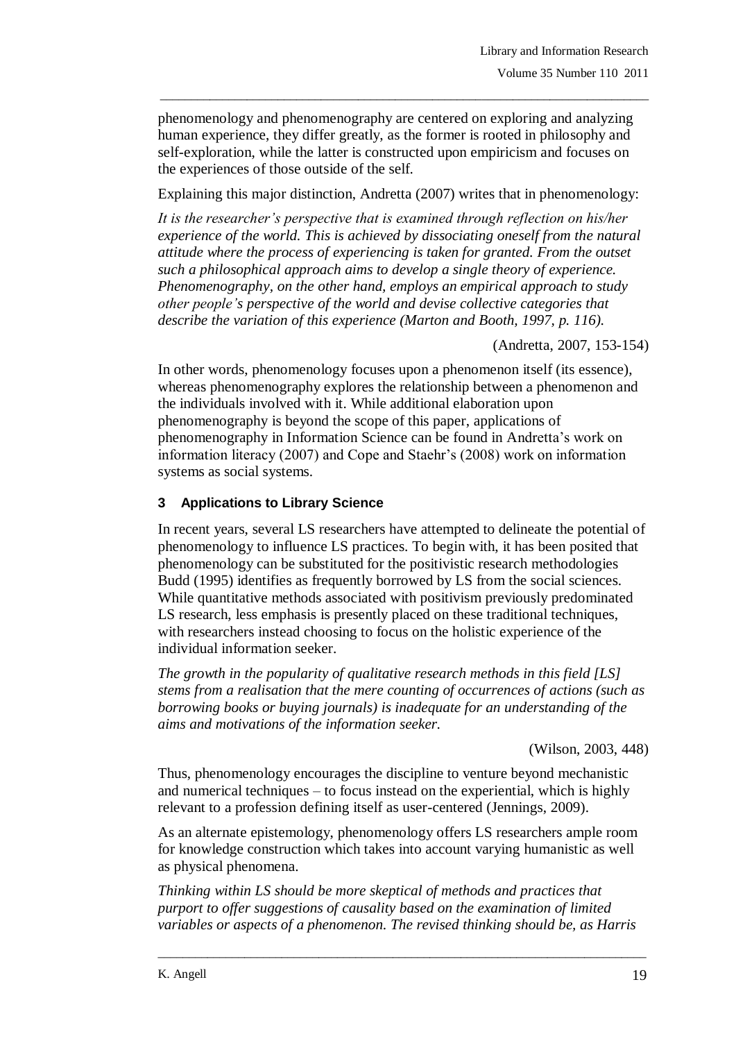phenomenology and phenomenography are centered on exploring and analyzing human experience, they differ greatly, as the former is rooted in philosophy and self-exploration, while the latter is constructed upon empiricism and focuses on the experiences of those outside of the self.

Explaining this major distinction, Andretta (2007) writes that in phenomenology:

*It is the researcher's perspective that is examined through reflection on his/her experience of the world. This is achieved by dissociating oneself from the natural attitude where the process of experiencing is taken for granted. From the outset such a philosophical approach aims to develop a single theory of experience. Phenomenography, on the other hand, employs an empirical approach to study other people's perspective of the world and devise collective categories that describe the variation of this experience (Marton and Booth, 1997, p. 116).*

(Andretta, 2007, 153-154)

In other words, phenomenology focuses upon a phenomenon itself (its essence), whereas phenomenography explores the relationship between a phenomenon and the individuals involved with it. While additional elaboration upon phenomenography is beyond the scope of this paper, applications of phenomenography in Information Science can be found in Andretta's work on information literacy (2007) and Cope and Staehr's (2008) work on information systems as social systems.

## 3 Applications to Library Science

In recent years, several LS researchers have attempted to delineate the potential of phenomenology to influence LS practices. To begin with, it has been posited that phenomenology can be substituted for the positivistic research methodologies Budd (1995) identifies as frequently borrowed by LS from the social sciences. While quantitative methods associated with positivism previously predominated LS research, less emphasis is presently placed on these traditional techniques, with researchers instead choosing to focus on the holistic experience of the individual information seeker.

*The growth in the popularity of qualitative research methods in this field [LS] stems from a realisation that the mere counting of occurrences of actions (such as borrowing books or buying journals) is inadequate for an understanding of the aims and motivations of the information seeker.*

(Wilson, 2003, 448)

Thus, phenomenology encourages the discipline to venture beyond mechanistic and numerical techniques – to focus instead on the experiential, which is highly relevant to a profession defining itself as user-centered (Jennings, 2009).

As an alternate epistemology, phenomenology offers LS researchers ample room for knowledge construction which takes into account varying humanistic as well as physical phenomena.

*Thinking within LS should be more skeptical of methods and practices that purport to offer suggestions of causality based on the examination of limited variables or aspects of a phenomenon. The revised thinking should be, as Harris*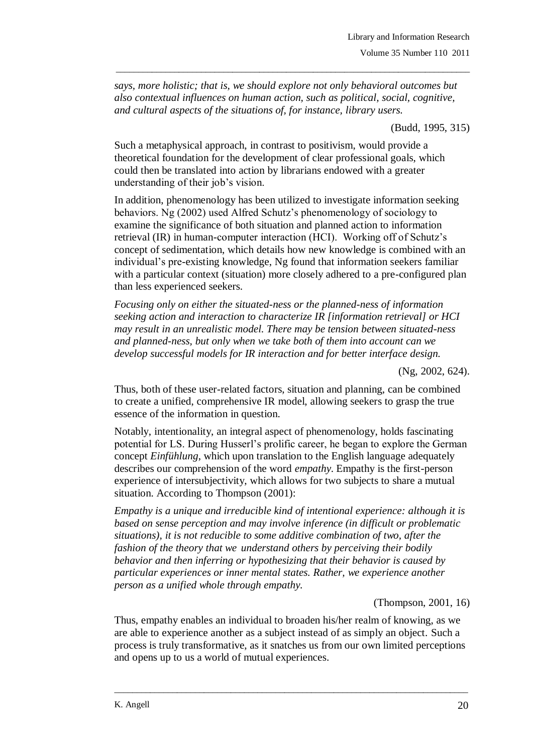*says, more holistic; that is, we should explore not only behavioral outcomes but also contextual influences on human action, such as political, social, cognitive, and cultural aspects of the situations of, for instance, library users.*

(Budd, 1995, 315)

Such a metaphysical approach, in contrast to positivism, would provide a theoretical foundation for the development of clear professional goals, which could then be translated into action by librarians endowed with a greater understanding of their job's vision.

In addition, phenomenology has been utilized to investigate information seeking behaviors. Ng (2002) used Alfred Schutz's phenomenology of sociology to examine the significance of both situation and planned action to information retrieval (IR) in human-computer interaction (HCI). Working off of Schutz's concept of sedimentation, which details how new knowledge is combined with an individual's pre-existing knowledge, Ng found that information seekers familiar with a particular context (situation) more closely adhered to a pre-configured plan than less experienced seekers.

*Focusing only on either the situated-ness or the planned-ness of information seeking action and interaction to characterize IR [information retrieval] or HCI may result in an unrealistic model. There may be tension between situated-ness and planned-ness, but only when we take both of them into account can we develop successful models for IR interaction and for better interface design.*

(Ng, 2002, 624).

Thus, both of these user-related factors, situation and planning, can be combined to create a unified, comprehensive IR model, allowing seekers to grasp the true essence of the information in question.

Notably, intentionality, an integral aspect of phenomenology, holds fascinating potential for LS. During Husserl's prolific career, he began to explore the German concept *Einfühlung*, which upon translation to the English language adequately describes our comprehension of the word *empathy*. Empathy is the first-person experience of intersubjectivity, which allows for two subjects to share a mutual situation. According to Thompson (2001):

*Empathy is a unique and irreducible kind of intentional experience: although it is based on sense perception and may involve inference (in difficult or problematic situations), it is not reducible to some additive combination of two, after the fashion of the theory that we understand others by perceiving their bodily behavior and then inferring or hypothesizing that their behavior is caused by particular experiences or inner mental states. Rather, we experience another person as a unified whole through empathy.*

(Thompson, 2001, 16)

Thus, empathy enables an individual to broaden his/her realm of knowing, as we are able to experience another as a subject instead of as simply an object. Such a process is truly transformative, as it snatches us from our own limited perceptions and opens up to us a world of mutual experiences.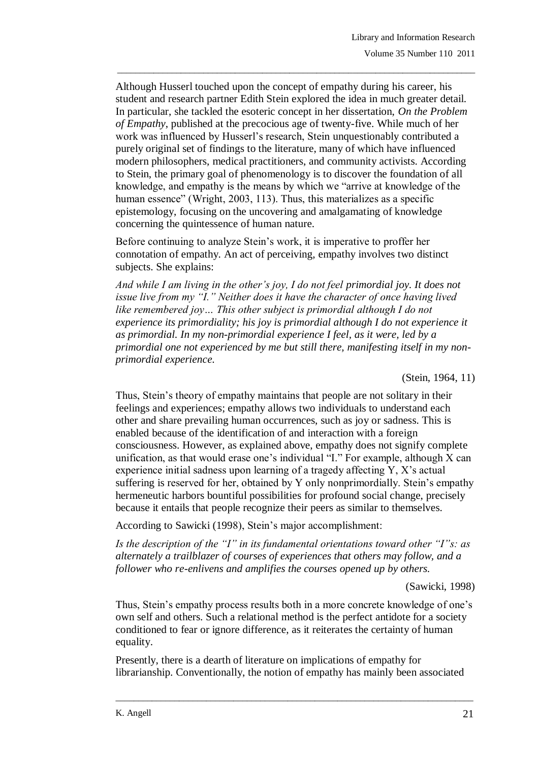Although Husserl touched upon the concept of empathy during his career, his student and research partner Edith Stein explored the idea in much greater detail. In particular, she tackled the esoteric concept in her dissertation, *On the Problem of Empathy*, published at the precocious age of twenty-five. While much of her work was influenced by Husserl's research, Stein unquestionably contributed a purely original set of findings to the literature, many of which have influenced modern philosophers, medical practitioners, and community activists. According to Stein, the primary goal of phenomenology is to discover the foundation of all knowledge, and empathy is the means by which we "arrive at knowledge of the human essence" (Wright, 2003, 113). Thus, this materializes as a specific epistemology, focusing on the uncovering and amalgamating of knowledge concerning the quintessence of human nature.

Before continuing to analyze Stein's work, it is imperative to proffer her connotation of empathy. An act of perceiving, empathy involves two distinct subjects. She explains:

*And while I am living in the other's joy, I do not feel primordial joy. It does not issue live from my "I." Neither does it have the character of once having lived like remembered joy… This other subject is primordial although I do not experience its primordiality; his joy is primordial although I do not experience it as primordial. In my non-primordial experience I feel, as it were, led by a primordial one not experienced by me but still there, manifesting itself in my non-primordial experience.*

(Stein, 1964, 11)

Thus, Stein's theory of empathy maintains that people are not solitary in their feelings and experiences; empathy allows two individuals to understand each other and share prevailing human occurrences, such as joy or sadness. This is enabled because of the identification of and interaction with a foreign consciousness. However, as explained above, empathy does not signify complete unification, as that would erase one's individual "I." For example, although X can experience initial sadness upon learning of a tragedy affecting Y, X's actual suffering is reserved for her, obtained by Y only nonprimordially. Stein's empathy hermeneutic harbors bountiful possibilities for profound social change, precisely because it entails that people recognize their peers as similar to themselves.

According to Sawicki (1998), Stein's major accomplishment:

*Is the description of the "I" in its fundamental orientations toward other "I"s: as alternately a trailblazer of courses of experiences that others may follow, and a follower who re-enlivens and amplifies the courses opened up by others.*

(Sawicki, 1998)

Thus, Stein's empathy process results both in a more concrete knowledge of one's own self and others. Such a relational method is the perfect antidote for a society conditioned to fear or ignore difference, as it reiterates the certainty of human equality.

Presently, there is a dearth of literature on implications of empathy for librarianship. Conventionally, the notion of empathy has mainly been associated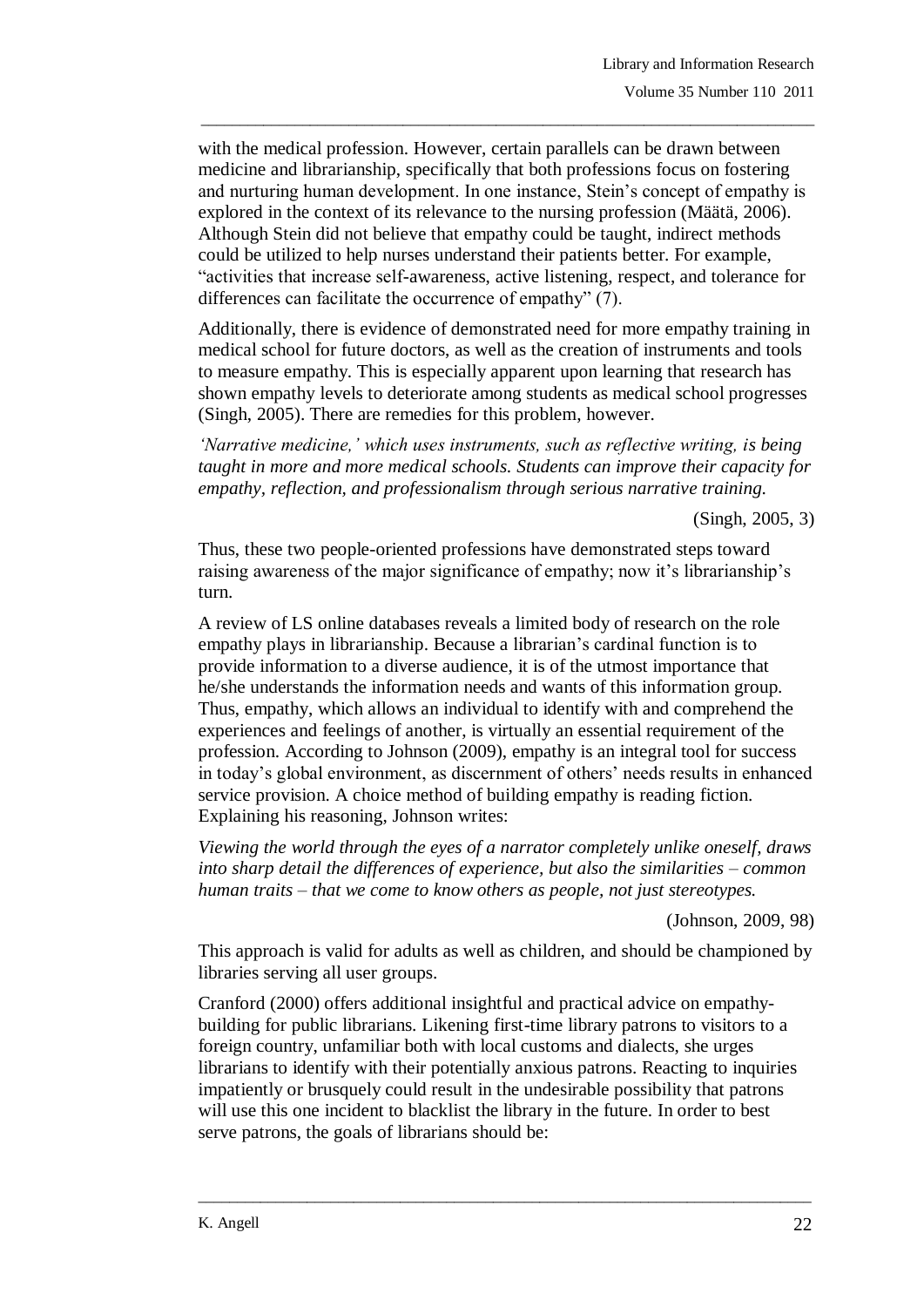with the medical profession. However, certain parallels can be drawn between medicine and librarianship, specifically that both professions focus on fostering and nurturing human development. In one instance, Stein's concept of empathy is explored in the context of its relevance to the nursing profession (Määtä, 2006). Although Stein did not believe that empathy could be taught, indirect methods could be utilized to help nurses understand their patients better. For example, "activities that increase self-awareness, active listening, respect, and tolerance for differences can facilitate the occurrence of empathy" (7).

Additionally, there is evidence of demonstrated need for more empathy training in medical school for future doctors, as well as the creation of instruments and tools to measure empathy. This is especially apparent upon learning that research has shown empathy levels to deteriorate among students as medical school progresses (Singh, 2005). There are remedies for this problem, however.

> *'Narrative medicine,' which uses instruments, such as reflective writing, is being taught in more and more medical schools. Students can improve their capacity for empathy, reflection, and professionalism through serious narrative training.*
>
> (Singh, 2005, 3)

Thus, these two people-oriented professions have demonstrated steps toward raising awareness of the major significance of empathy; now it's librarianship's turn.

A review of LS online databases reveals a limited body of research on the role empathy plays in librarianship. Because a librarian's cardinal function is to provide information to a diverse audience, it is of the utmost importance that he/she understands the information needs and wants of this information group. Thus, empathy, which allows an individual to identify with and comprehend the experiences and feelings of another, is virtually an essential requirement of the profession. According to Johnson (2009), empathy is an integral tool for success in today's global environment, as discernment of others' needs results in enhanced service provision. A choice method of building empathy is reading fiction. Explaining his reasoning, Johnson writes:

> *Viewing the world through the eyes of a narrator completely unlike oneself, draws into sharp detail the differences of experience, but also the similarities – common human traits – that we come to know others as people, not just stereotypes.*
>
> (Johnson, 2009, 98)

This approach is valid for adults as well as children, and should be championed by libraries serving all user groups.

Cranford (2000) offers additional insightful and practical advice on empathy-building for public librarians. Likening first-time library patrons to visitors to a foreign country, unfamiliar both with local customs and dialects, she urges librarians to identify with their potentially anxious patrons. Reacting to inquiries impatiently or brusquely could result in the undesirable possibility that patrons will use this one incident to blacklist the library in the future. In order to best serve patrons, the goals of librarians should be: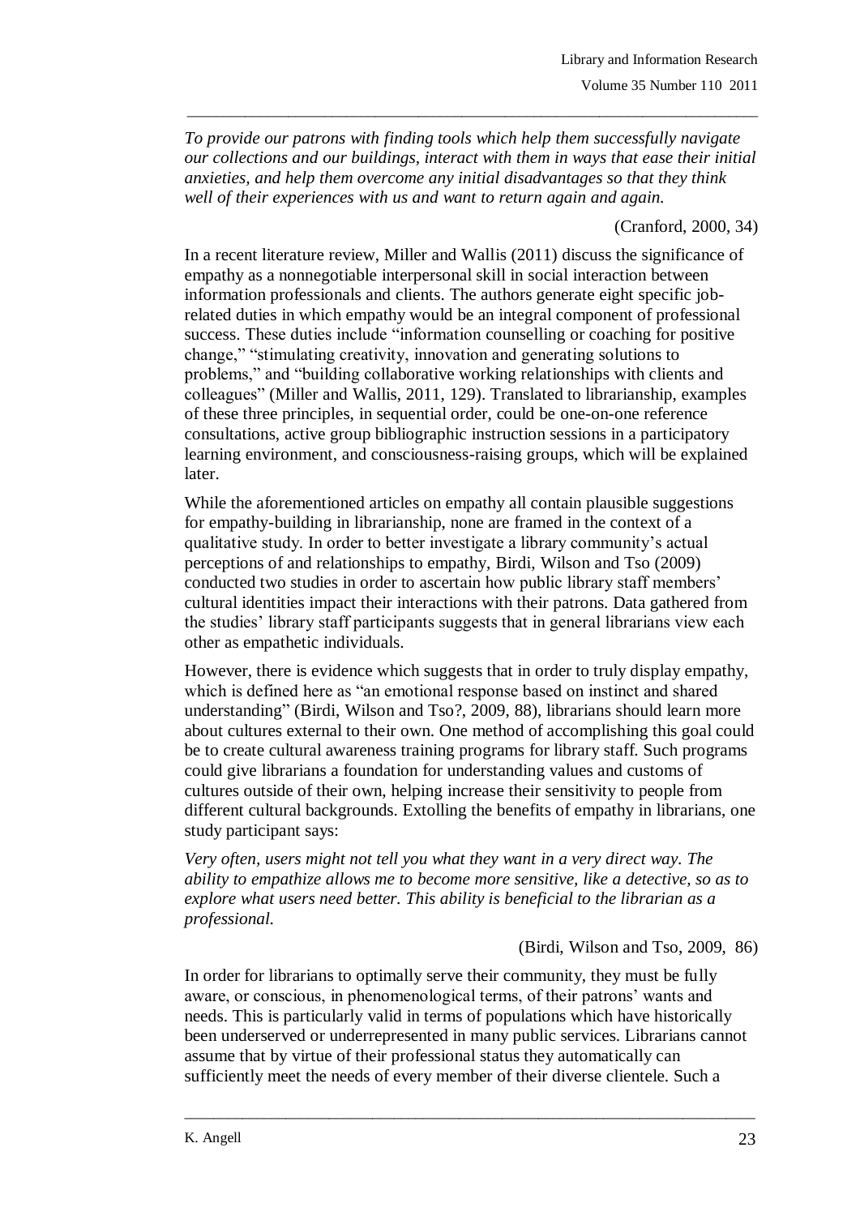*To provide our patrons with finding tools which help them successfully navigate our collections and our buildings, interact with them in ways that ease their initial anxieties, and help them overcome any initial disadvantages so that they think well of their experiences with us and want to return again and again.*

(Cranford, 2000, 34)

In a recent literature review, Miller and Wallis (2011) discuss the significance of empathy as a nonnegotiable interpersonal skill in social interaction between information professionals and clients. The authors generate eight specific job-related duties in which empathy would be an integral component of professional success. These duties include "information counselling or coaching for positive change," "stimulating creativity, innovation and generating solutions to problems," and "building collaborative working relationships with clients and colleagues" (Miller and Wallis, 2011, 129). Translated to librarianship, examples of these three principles, in sequential order, could be one-on-one reference consultations, active group bibliographic instruction sessions in a participatory learning environment, and consciousness-raising groups, which will be explained later.

While the aforementioned articles on empathy all contain plausible suggestions for empathy-building in librarianship, none are framed in the context of a qualitative study. In order to better investigate a library community's actual perceptions of and relationships to empathy, Birdi, Wilson and Tso (2009) conducted two studies in order to ascertain how public library staff members' cultural identities impact their interactions with their patrons. Data gathered from the studies' library staff participants suggests that in general librarians view each other as empathetic individuals.

However, there is evidence which suggests that in order to truly display empathy, which is defined here as "an emotional response based on instinct and shared understanding" (Birdi, Wilson and Tso?, 2009, 88), librarians should learn more about cultures external to their own. One method of accomplishing this goal could be to create cultural awareness training programs for library staff. Such programs could give librarians a foundation for understanding values and customs of cultures outside of their own, helping increase their sensitivity to people from different cultural backgrounds. Extolling the benefits of empathy in librarians, one study participant says:

*Very often, users might not tell you what they want in a very direct way. The ability to empathize allows me to become more sensitive, like a detective, so as to explore what users need better. This ability is beneficial to the librarian as a professional.*

(Birdi, Wilson and Tso, 2009, 86)

In order for librarians to optimally serve their community, they must be fully aware, or conscious, in phenomenological terms, of their patrons' wants and needs. This is particularly valid in terms of populations which have historically been underserved or underrepresented in many public services. Librarians cannot assume that by virtue of their professional status they automatically can sufficiently meet the needs of every member of their diverse clientele. Such a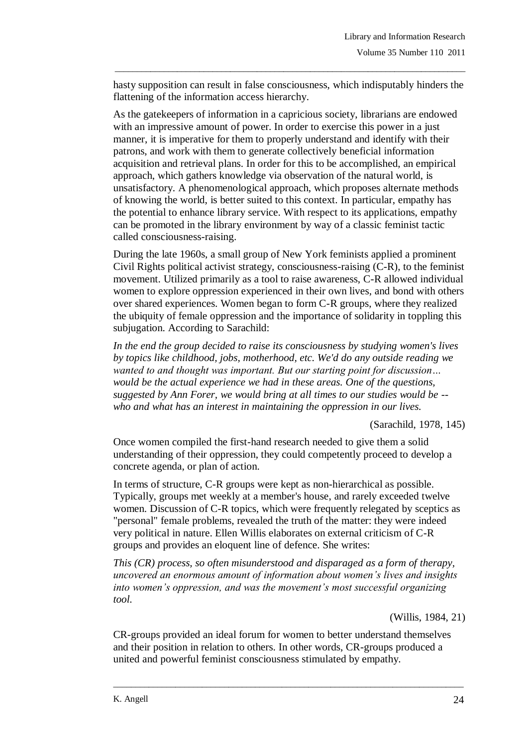hasty supposition can result in false consciousness, which indisputably hinders the flattening of the information access hierarchy.

As the gatekeepers of information in a capricious society, librarians are endowed with an impressive amount of power. In order to exercise this power in a just manner, it is imperative for them to properly understand and identify with their patrons, and work with them to generate collectively beneficial information acquisition and retrieval plans. In order for this to be accomplished, an empirical approach, which gathers knowledge via observation of the natural world, is unsatisfactory. A phenomenological approach, which proposes alternate methods of knowing the world, is better suited to this context. In particular, empathy has the potential to enhance library service. With respect to its applications, empathy can be promoted in the library environment by way of a classic feminist tactic called consciousness-raising.

During the late 1960s, a small group of New York feminists applied a prominent Civil Rights political activist strategy, consciousness-raising (C-R), to the feminist movement. Utilized primarily as a tool to raise awareness, C-R allowed individual women to explore oppression experienced in their own lives, and bond with others over shared experiences. Women began to form C-R groups, where they realized the ubiquity of female oppression and the importance of solidarity in toppling this subjugation. According to Sarachild:

*In the end the group decided to raise its consciousness by studying women's lives by topics like childhood, jobs, motherhood, etc. We'd do any outside reading we wanted to and thought was important. But our starting point for discussion… would be the actual experience we had in these areas. One of the questions, suggested by Ann Forer, we would bring at all times to our studies would be -- who and what has an interest in maintaining the oppression in our lives.*

(Sarachild, 1978, 145)

Once women compiled the first-hand research needed to give them a solid understanding of their oppression, they could competently proceed to develop a concrete agenda, or plan of action.

In terms of structure, C-R groups were kept as non-hierarchical as possible. Typically, groups met weekly at a member's house, and rarely exceeded twelve women. Discussion of C-R topics, which were frequently relegated by sceptics as "personal" female problems, revealed the truth of the matter: they were indeed very political in nature. Ellen Willis elaborates on external criticism of C-R groups and provides an eloquent line of defence. She writes:

*This (CR) process, so often misunderstood and disparaged as a form of therapy, uncovered an enormous amount of information about women's lives and insights into women's oppression, and was the movement's most successful organizing tool.*

(Willis, 1984, 21)

CR-groups provided an ideal forum for women to better understand themselves and their position in relation to others. In other words, CR-groups produced a united and powerful feminist consciousness stimulated by empathy.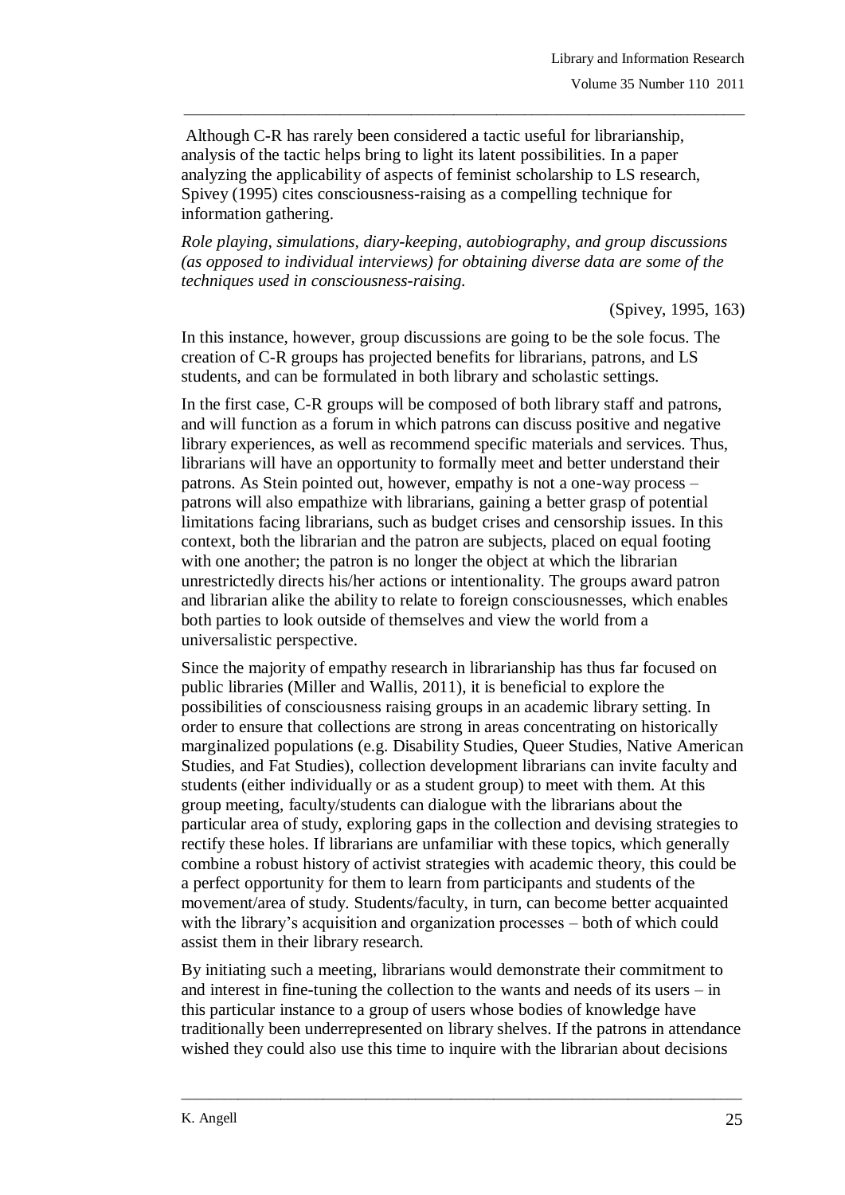Although C-R has rarely been considered a tactic useful for librarianship, analysis of the tactic helps bring to light its latent possibilities. In a paper analyzing the applicability of aspects of feminist scholarship to LS research, Spivey (1995) cites consciousness-raising as a compelling technique for information gathering.

*Role playing, simulations, diary-keeping, autobiography, and group discussions (as opposed to individual interviews) for obtaining diverse data are some of the techniques used in consciousness-raising.*

(Spivey, 1995, 163)

In this instance, however, group discussions are going to be the sole focus. The creation of C-R groups has projected benefits for librarians, patrons, and LS students, and can be formulated in both library and scholastic settings.

In the first case, C-R groups will be composed of both library staff and patrons, and will function as a forum in which patrons can discuss positive and negative library experiences, as well as recommend specific materials and services. Thus, librarians will have an opportunity to formally meet and better understand their patrons. As Stein pointed out, however, empathy is not a one-way process – patrons will also empathize with librarians, gaining a better grasp of potential limitations facing librarians, such as budget crises and censorship issues. In this context, both the librarian and the patron are subjects, placed on equal footing with one another; the patron is no longer the object at which the librarian unrestrictedly directs his/her actions or intentionality. The groups award patron and librarian alike the ability to relate to foreign consciousnesses, which enables both parties to look outside of themselves and view the world from a universalistic perspective.

Since the majority of empathy research in librarianship has thus far focused on public libraries (Miller and Wallis, 2011), it is beneficial to explore the possibilities of consciousness raising groups in an academic library setting. In order to ensure that collections are strong in areas concentrating on historically marginalized populations (e.g. Disability Studies, Queer Studies, Native American Studies, and Fat Studies), collection development librarians can invite faculty and students (either individually or as a student group) to meet with them. At this group meeting, faculty/students can dialogue with the librarians about the particular area of study, exploring gaps in the collection and devising strategies to rectify these holes. If librarians are unfamiliar with these topics, which generally combine a robust history of activist strategies with academic theory, this could be a perfect opportunity for them to learn from participants and students of the movement/area of study. Students/faculty, in turn, can become better acquainted with the library's acquisition and organization processes – both of which could assist them in their library research.

By initiating such a meeting, librarians would demonstrate their commitment to and interest in fine-tuning the collection to the wants and needs of its users – in this particular instance to a group of users whose bodies of knowledge have traditionally been underrepresented on library shelves. If the patrons in attendance wished they could also use this time to inquire with the librarian about decisions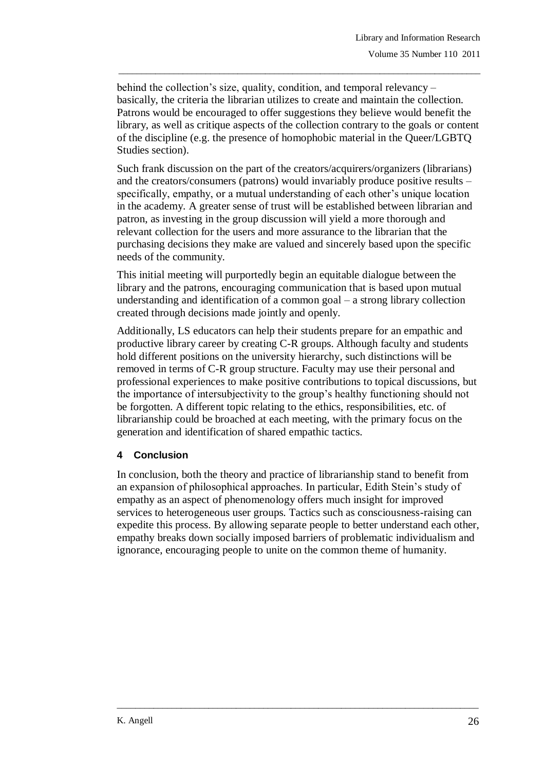behind the collection's size, quality, condition, and temporal relevancy – basically, the criteria the librarian utilizes to create and maintain the collection. Patrons would be encouraged to offer suggestions they believe would benefit the library, as well as critique aspects of the collection contrary to the goals or content of the discipline (e.g. the presence of homophobic material in the Queer/LGBTQ Studies section).

Such frank discussion on the part of the creators/acquirers/organizers (librarians) and the creators/consumers (patrons) would invariably produce positive results – specifically, empathy, or a mutual understanding of each other's unique location in the academy. A greater sense of trust will be established between librarian and patron, as investing in the group discussion will yield a more thorough and relevant collection for the users and more assurance to the librarian that the purchasing decisions they make are valued and sincerely based upon the specific needs of the community.

This initial meeting will purportedly begin an equitable dialogue between the library and the patrons, encouraging communication that is based upon mutual understanding and identification of a common goal – a strong library collection created through decisions made jointly and openly.

Additionally, LS educators can help their students prepare for an empathic and productive library career by creating C-R groups. Although faculty and students hold different positions on the university hierarchy, such distinctions will be removed in terms of C-R group structure. Faculty may use their personal and professional experiences to make positive contributions to topical discussions, but the importance of intersubjectivity to the group's healthy functioning should not be forgotten. A different topic relating to the ethics, responsibilities, etc. of librarianship could be broached at each meeting, with the primary focus on the generation and identification of shared empathic tactics.

## 4 Conclusion

In conclusion, both the theory and practice of librarianship stand to benefit from an expansion of philosophical approaches. In particular, Edith Stein's study of empathy as an aspect of phenomenology offers much insight for improved services to heterogeneous user groups. Tactics such as consciousness-raising can expedite this process. By allowing separate people to better understand each other, empathy breaks down socially imposed barriers of problematic individualism and ignorance, encouraging people to unite on the common theme of humanity.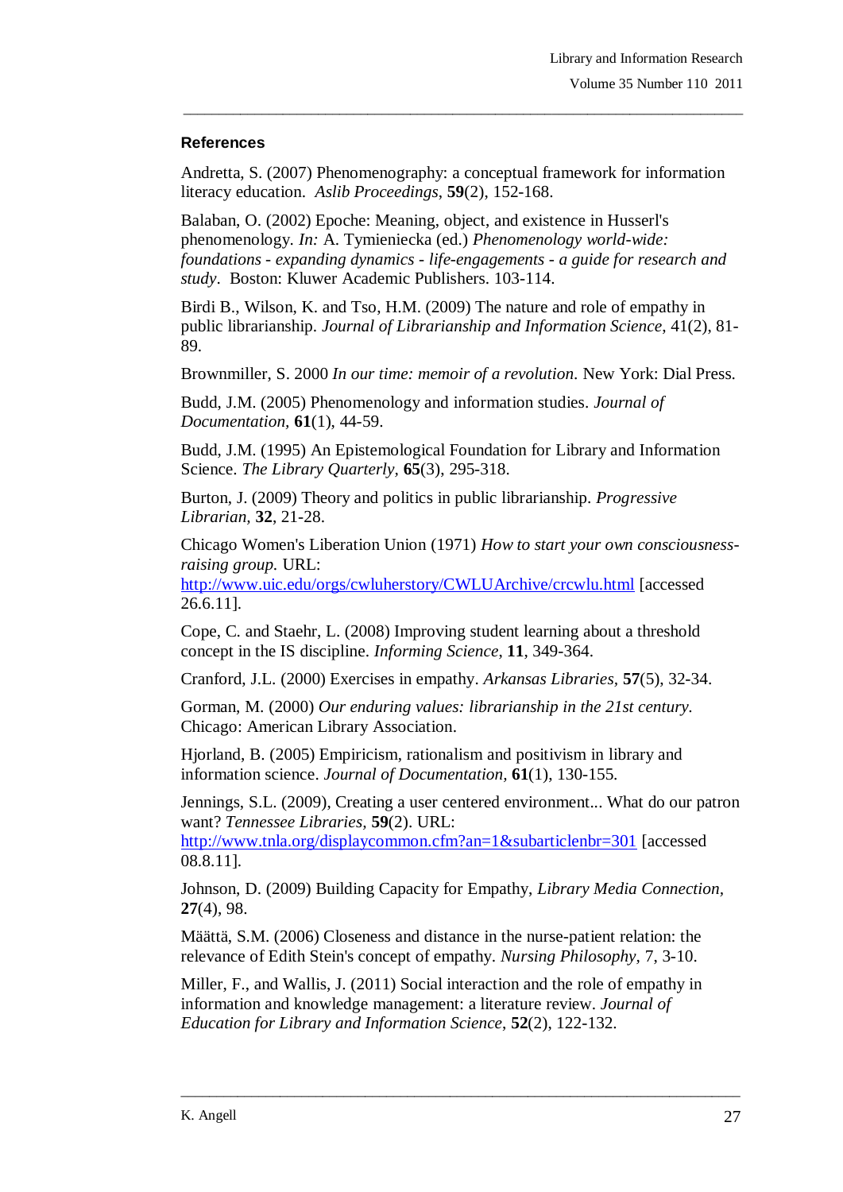### References

Andretta, S. (2007) Phenomenography: a conceptual framework for information literacy education. *Aslib Proceedings*, **59**(2), 152-168.

Balaban, O. (2002) Epoche: Meaning, object, and existence in Husserl's phenomenology. *In:* A. Tymieniecka (ed.) *Phenomenology world-wide: foundations - expanding dynamics - life-engagements - a guide for research and study*. Boston: Kluwer Academic Publishers. 103-114.

Birdi B., Wilson, K. and Tso, H.M. (2009) The nature and role of empathy in public librarianship. *Journal of Librarianship and Information Science*, 41(2), 81-89.

Brownmiller, S. 2000 *In our time: memoir of a revolution*. New York: Dial Press.

Budd, J.M. (2005) Phenomenology and information studies. *Journal of Documentation*, **61**(1), 44-59.

Budd, J.M. (1995) An Epistemological Foundation for Library and Information Science. *The Library Quarterly*, **65**(3), 295-318.

Burton, J. (2009) Theory and politics in public librarianship. *Progressive Librarian*, **32**, 21-28.

Chicago Women's Liberation Union (1971) *How to start your own consciousness-raising group.* URL: http://www.uic.edu/orgs/cwluherstory/CWLUArchive/crcwlu.html [accessed 26.6.11].

Cope, C. and Staehr, L. (2008) Improving student learning about a threshold concept in the IS discipline. *Informing Science*, **11**, 349-364.

Cranford, J.L. (2000) Exercises in empathy. *Arkansas Libraries*, **57**(5), 32-34.

Gorman, M. (2000) *Our enduring values: librarianship in the 21st century.* Chicago: American Library Association.

Hjorland, B. (2005) Empiricism, rationalism and positivism in library and information science. *Journal of Documentation*, **61**(1), 130-155.

Jennings, S.L. (2009), Creating a user centered environment... What do our patron want? *Tennessee Libraries*, **59**(2). URL: http://www.tnla.org/displaycommon.cfm?an=1&subarticlenbr=301 [accessed 08.8.11].

Johnson, D. (2009) Building Capacity for Empathy, *Library Media Connection*, **27**(4), 98.

Määttä, S.M. (2006) Closeness and distance in the nurse-patient relation: the relevance of Edith Stein's concept of empathy. *Nursing Philosophy*, 7, 3-10.

Miller, F., and Wallis, J. (2011) Social interaction and the role of empathy in information and knowledge management: a literature review. *Journal of Education for Library and Information Science*, **52**(2), 122-132.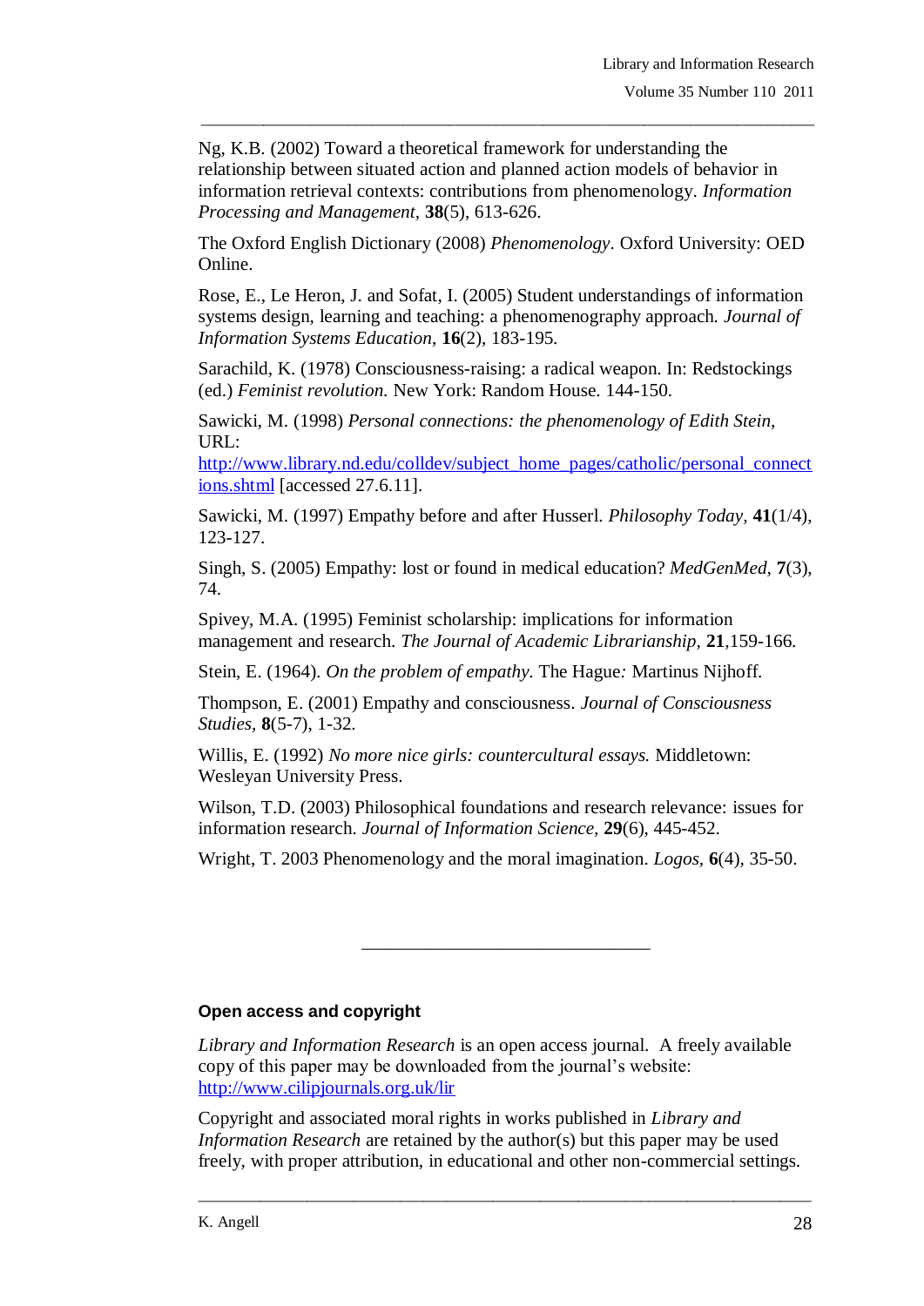Ng, K.B. (2002) Toward a theoretical framework for understanding the relationship between situated action and planned action models of behavior in information retrieval contexts: contributions from phenomenology. *Information Processing and Management*, **38**(5), 613-626.

The Oxford English Dictionary (2008) *Phenomenology*. Oxford University: OED Online.

Rose, E., Le Heron, J. and Sofat, I. (2005) Student understandings of information systems design, learning and teaching: a phenomenography approach. *Journal of Information Systems Education*, **16**(2), 183-195.

Sarachild, K. (1978) Consciousness-raising: a radical weapon. In: Redstockings (ed.) *Feminist revolution.* New York: Random House. 144-150.

Sawicki, M. (1998) *Personal connections: the phenomenology of Edith Stein*, URL: http://www.library.nd.edu/colldev/subject_home_pages/catholic/personal_connections.shtml [accessed 27.6.11].

Sawicki, M. (1997) Empathy before and after Husserl. *Philosophy Today*, **41**(1/4), 123-127.

Singh, S. (2005) Empathy: lost or found in medical education? *MedGenMed*, **7**(3), 74.

Spivey, M.A. (1995) Feminist scholarship: implications for information management and research. *The Journal of Academic Librarianship*, **21**,159-166.

Stein, E. (1964). *On the problem of empathy*. The Hague: Martinus Nijhoff.

Thompson, E. (2001) Empathy and consciousness. *Journal of Consciousness Studies*, **8**(5-7), 1-32.

Willis, E. (1992) *No more nice girls: countercultural essays.* Middletown: Wesleyan University Press.

Wilson, T.D. (2003) Philosophical foundations and research relevance: issues for information research. *Journal of Information Science*, **29**(6), 445-452.

Wright, T. 2003 Phenomenology and the moral imagination. *Logos*, **6**(4), 35-50.

---

### Open access and copyright

*Library and Information Research* is an open access journal. A freely available copy of this paper may be downloaded from the journal's website: http://www.cilipjournals.org.uk/lir

Copyright and associated moral rights in works published in *Library and Information Research* are retained by the author(s) but this paper may be used freely, with proper attribution, in educational and other non-commercial settings.